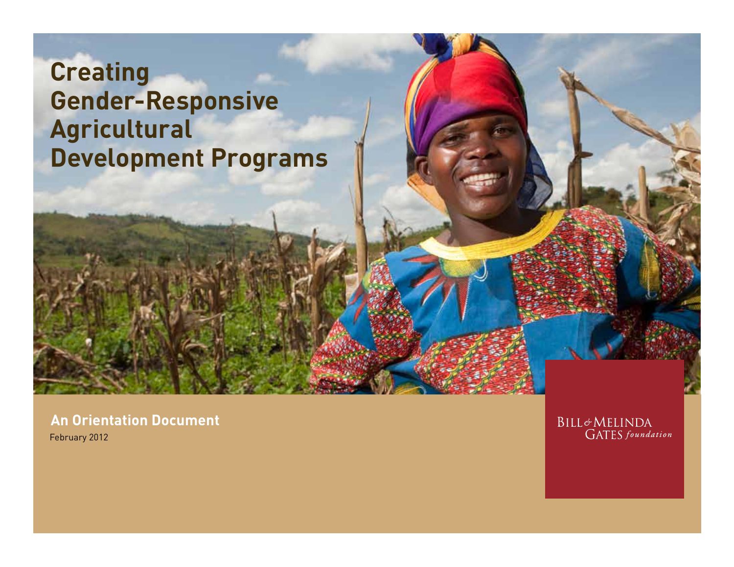# Creating Gender-Responsive Agricultural Development Programs

**An Orientation Document**

February 2012

BILL & MELINDA GATES *foundation*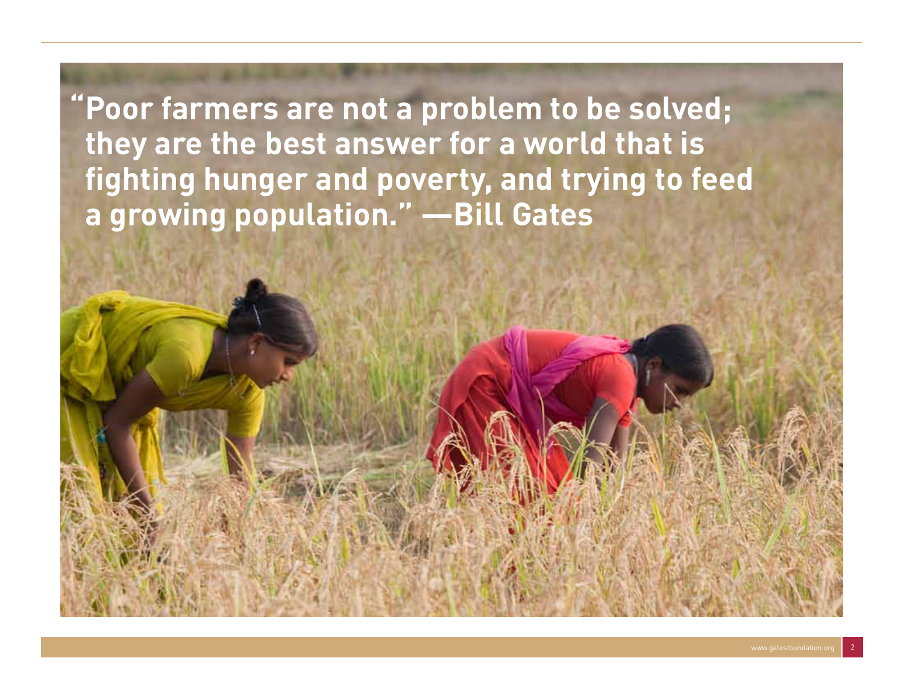"Poor farmers are not a problem to be solved; they are the best answer for a world that is fighting hunger and poverty, and trying to feed a growing population." —Bill Gates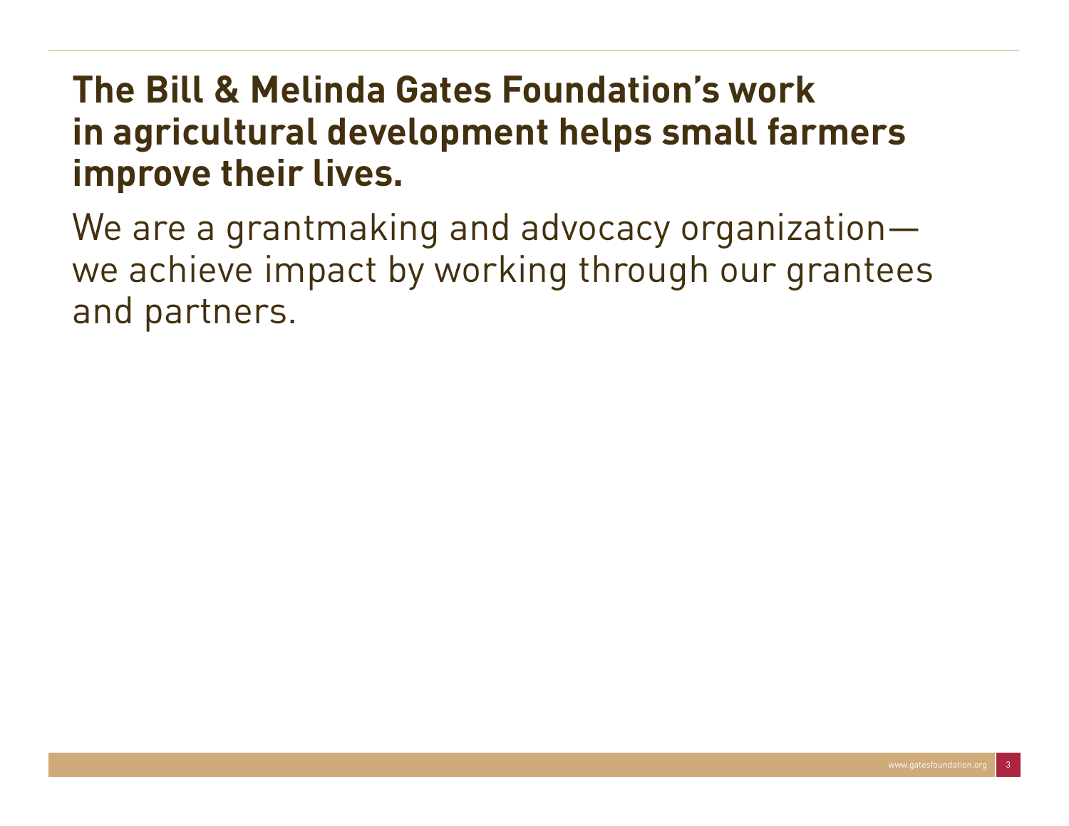# The Bill & Melinda Gates Foundation's work in agricultural development helps small farmers improve their lives.

We are a grantmaking and advocacy organization—we achieve impact by working through our grantees and partners.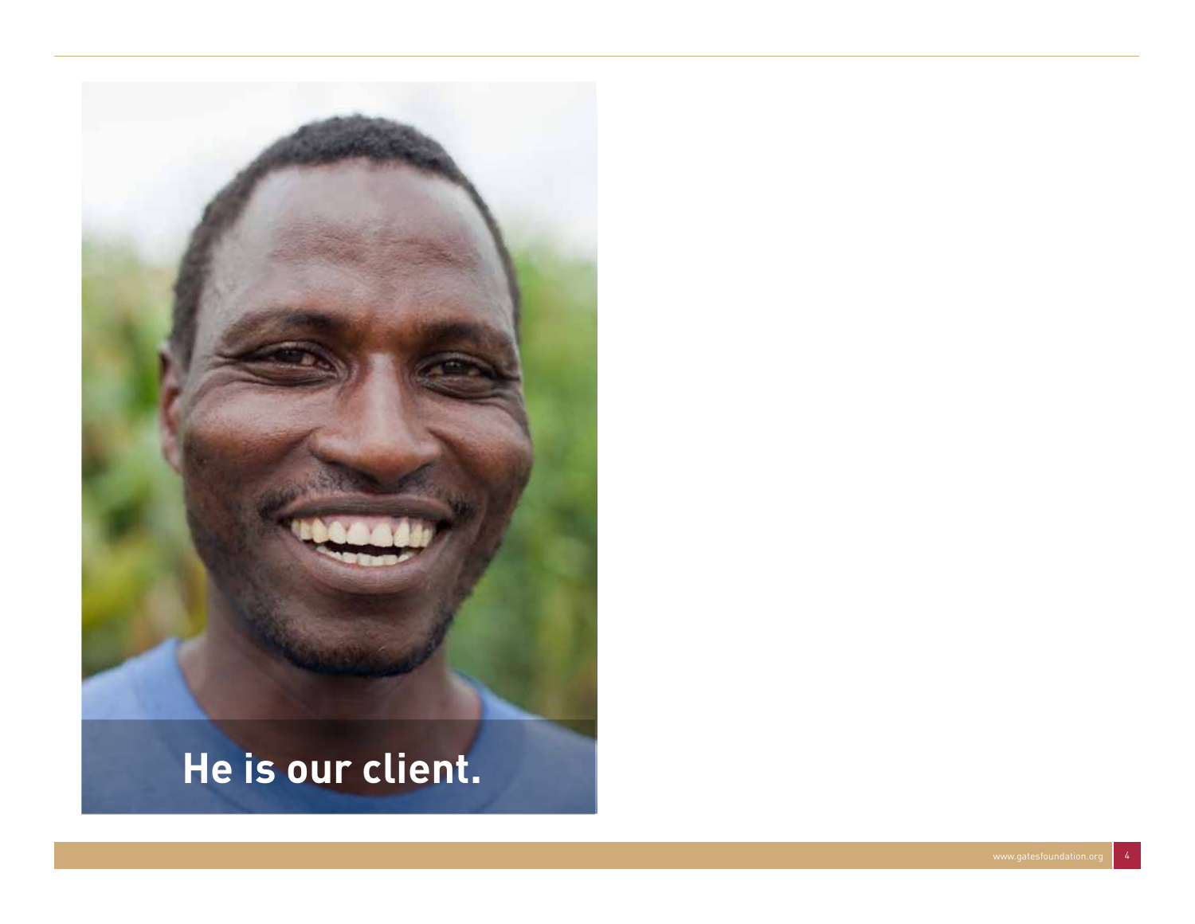**He is our client.**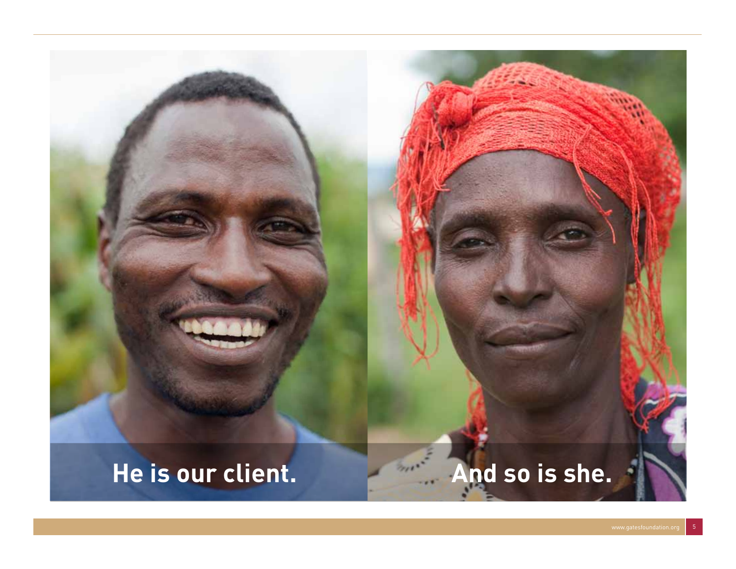He is our client. And so is she.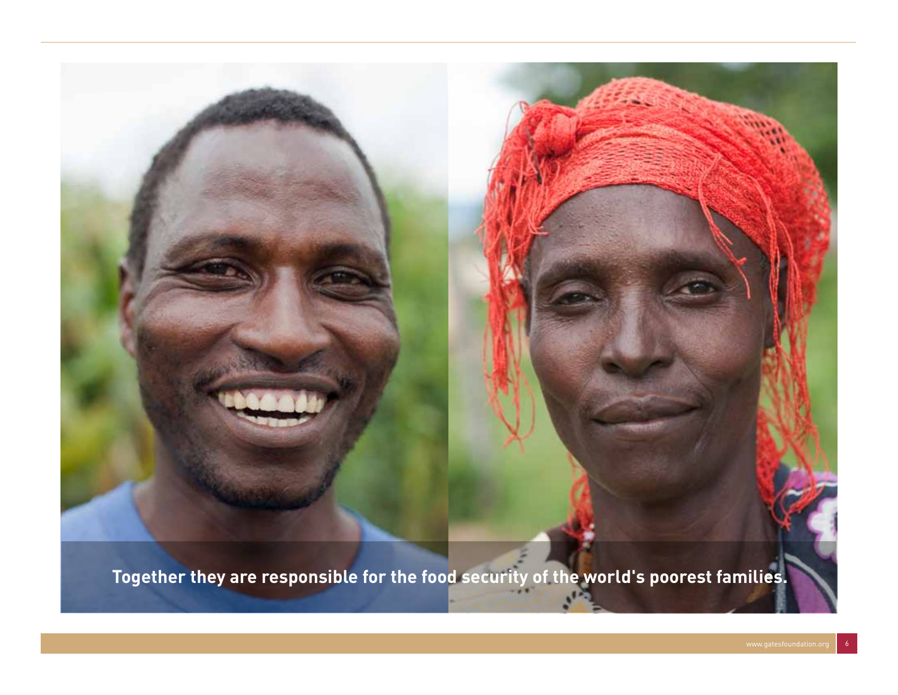Together they are responsible for the food security of the world's poorest families.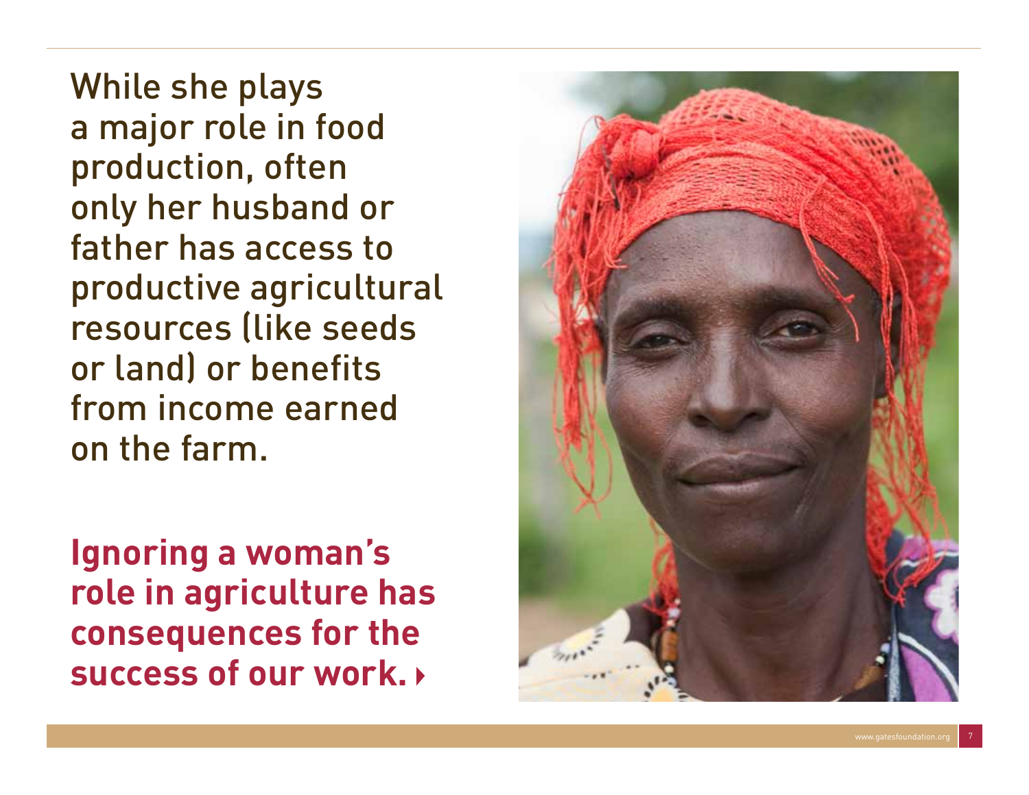While she plays a major role in food production, often only her husband or father has access to productive agricultural resources (like seeds or land) or benefits from income earned on the farm.

**Ignoring a woman's role in agriculture has consequences for the success of our work.**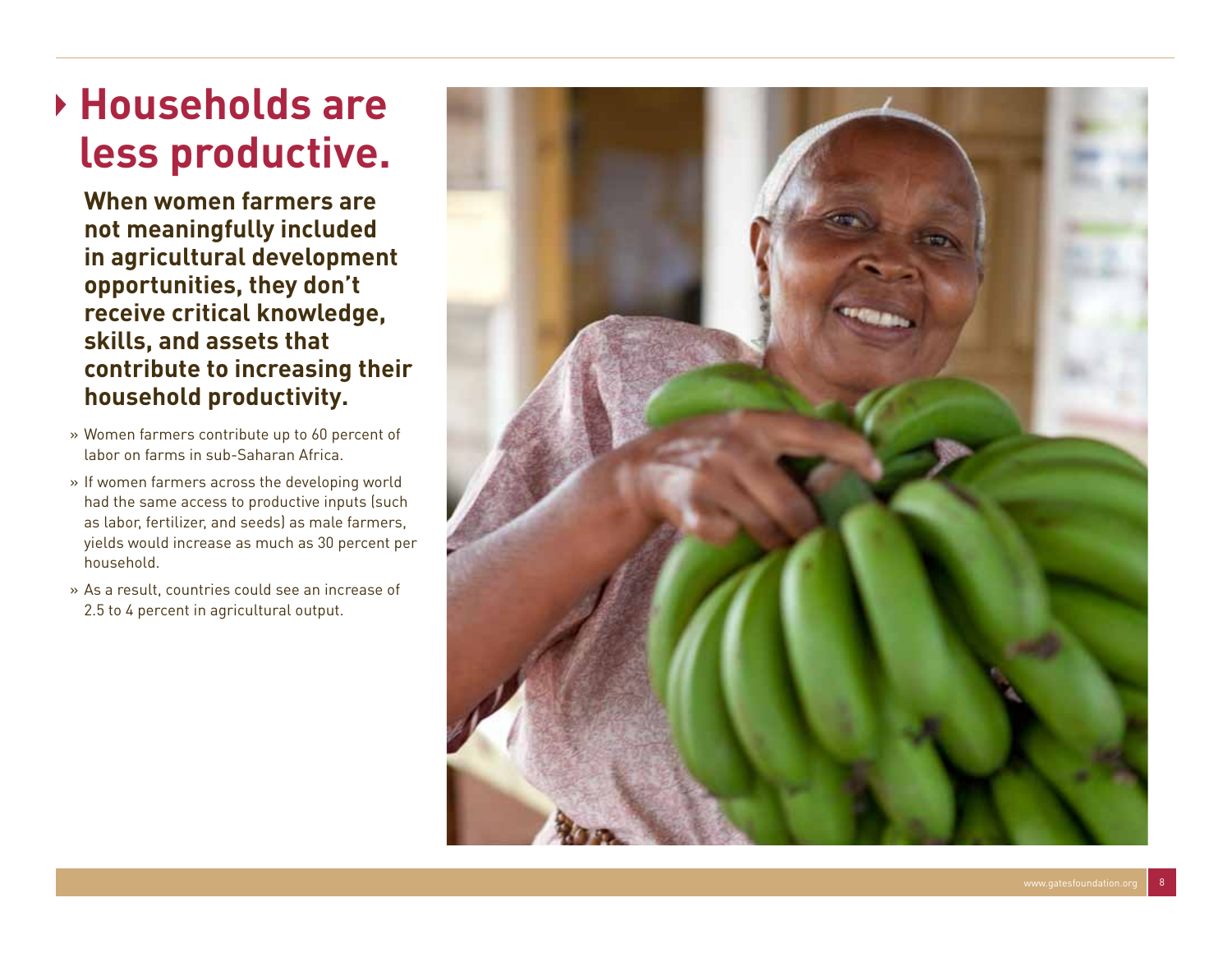# Households are less productive.

**When women farmers are not meaningfully included in agricultural development opportunities, they don't receive critical knowledge, skills, and assets that contribute to increasing their household productivity.**

- Women farmers contribute up to 60 percent of labor on farms in sub-Saharan Africa.
- If women farmers across the developing world had the same access to productive inputs (such as labor, fertilizer, and seeds) as male farmers, yields would increase as much as 30 percent per household.
- As a result, countries could see an increase of 2.5 to 4 percent in agricultural output.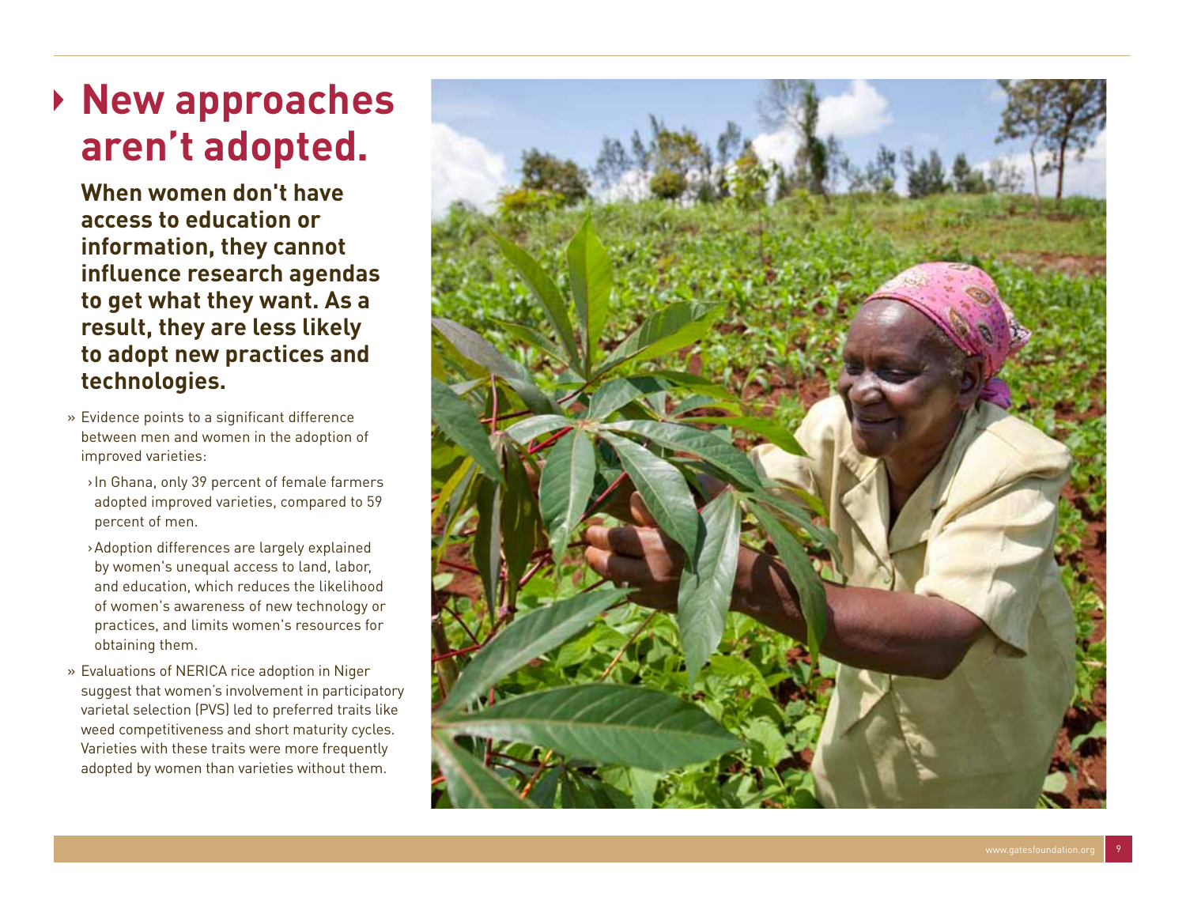# New approaches aren't adopted.

**When women don't have access to education or information, they cannot influence research agendas to get what they want. As a result, they are less likely to adopt new practices and technologies.**

- Evidence points to a significant difference between men and women in the adoption of improved varieties:
  - In Ghana, only 39 percent of female farmers adopted improved varieties, compared to 59 percent of men.
  - Adoption differences are largely explained by women's unequal access to land, labor, and education, which reduces the likelihood of women's awareness of new technology or practices, and limits women's resources for obtaining them.
- Evaluations of NERICA rice adoption in Niger suggest that women's involvement in participatory varietal selection (PVS) led to preferred traits like weed competitiveness and short maturity cycles. Varieties with these traits were more frequently adopted by women than varieties without them.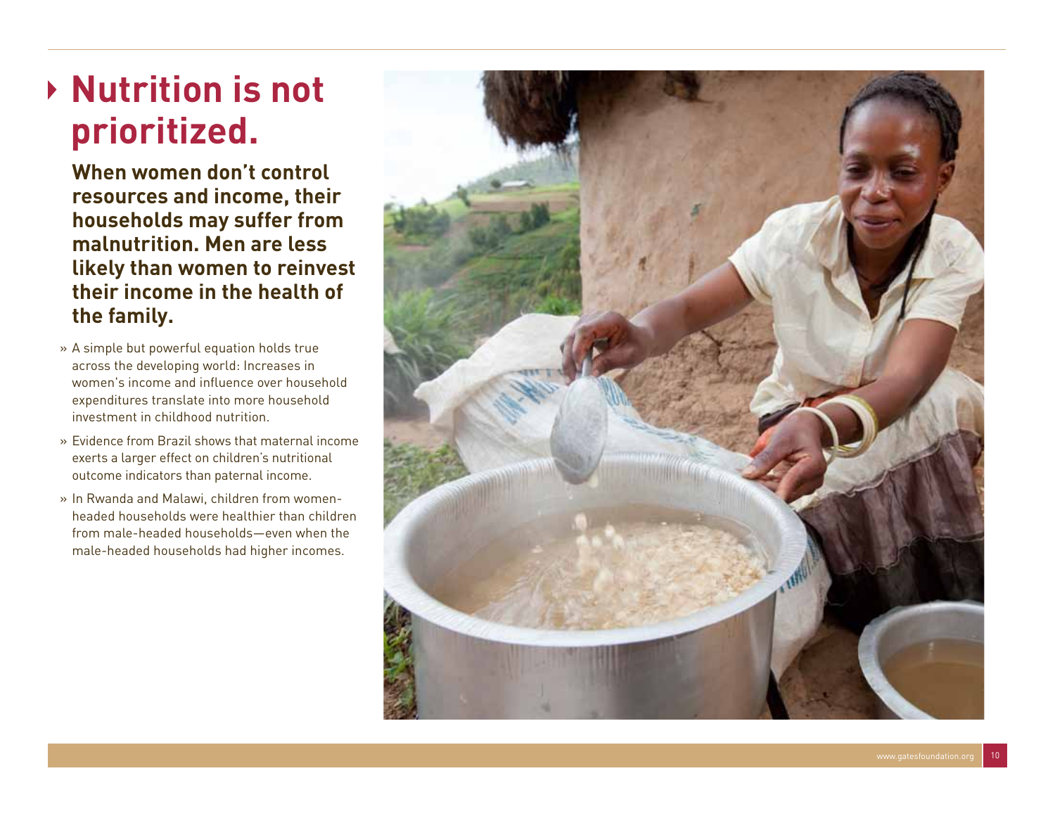# Nutrition is not prioritized.

**When women don't control resources and income, their households may suffer from malnutrition. Men are less likely than women to reinvest their income in the health of the family.**

- A simple but powerful equation holds true across the developing world: Increases in women's income and influence over household expenditures translate into more household investment in childhood nutrition.
- Evidence from Brazil shows that maternal income exerts a larger effect on children's nutritional outcome indicators than paternal income.
- In Rwanda and Malawi, children from women-headed households were healthier than children from male-headed households—even when the male-headed households had higher incomes.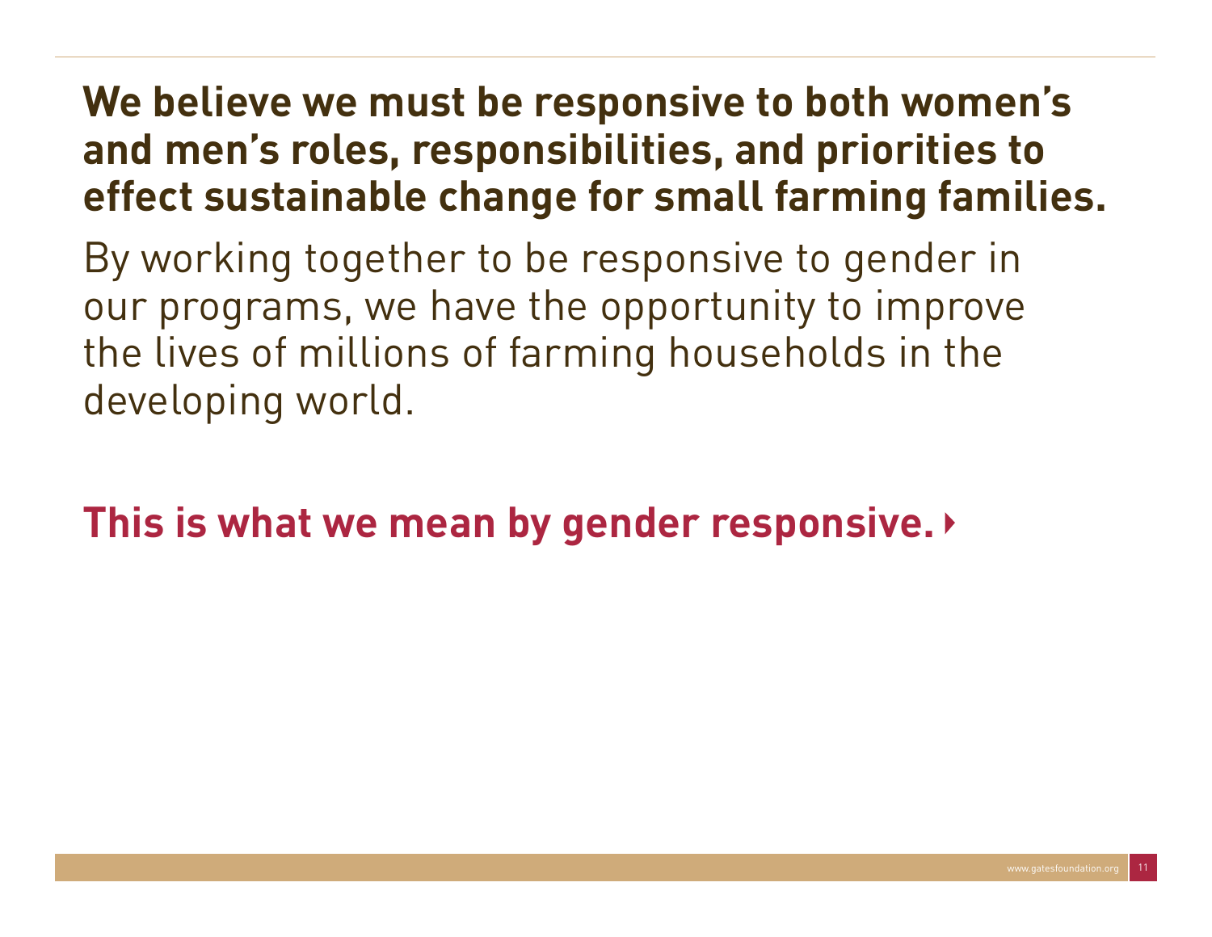**We believe we must be responsive to both women's and men's roles, responsibilities, and priorities to effect sustainable change for small farming families.**

By working together to be responsive to gender in our programs, we have the opportunity to improve the lives of millions of farming households in the developing world.

**This is what we mean by gender responsive.**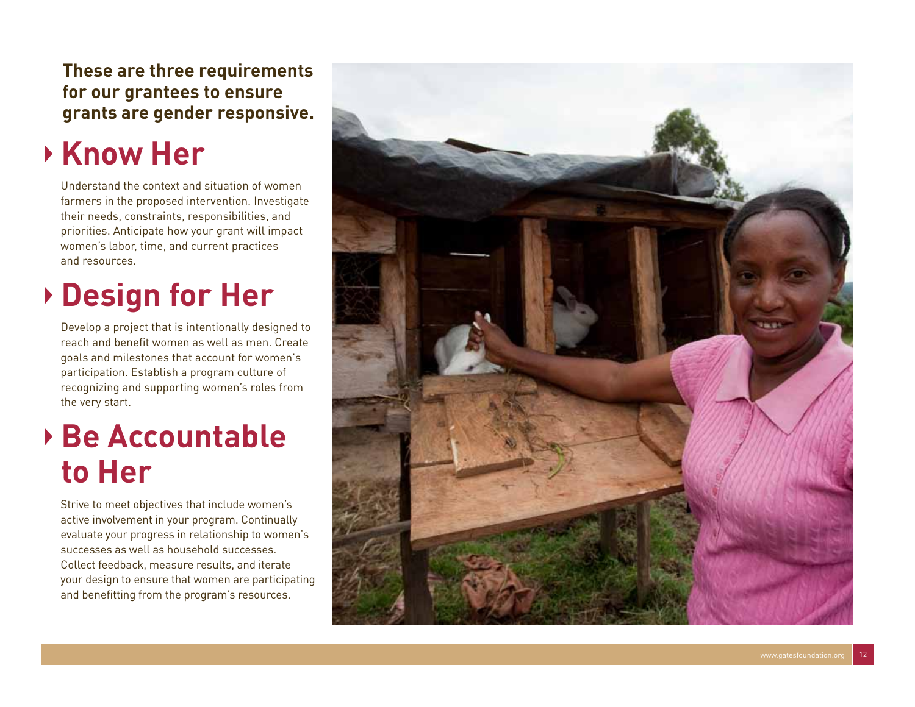**These are three requirements for our grantees to ensure grants are gender responsive.**

## Know Her

Understand the context and situation of women farmers in the proposed intervention. Investigate their needs, constraints, responsibilities, and priorities. Anticipate how your grant will impact women's labor, time, and current practices and resources.

## Design for Her

Develop a project that is intentionally designed to reach and benefit women as well as men. Create goals and milestones that account for women's participation. Establish a program culture of recognizing and supporting women's roles from the very start.

## Be Accountable to Her

Strive to meet objectives that include women's active involvement in your program. Continually evaluate your progress in relationship to women's successes as well as household successes. Collect feedback, measure results, and iterate your design to ensure that women are participating and benefitting from the program's resources.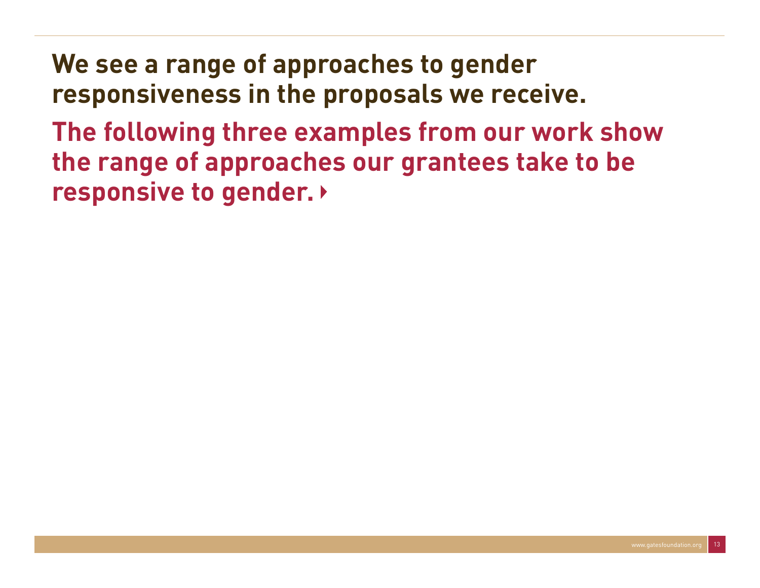## We see a range of approaches to gender responsiveness in the proposals we receive.

**The following three examples from our work show the range of approaches our grantees take to be responsive to gender.**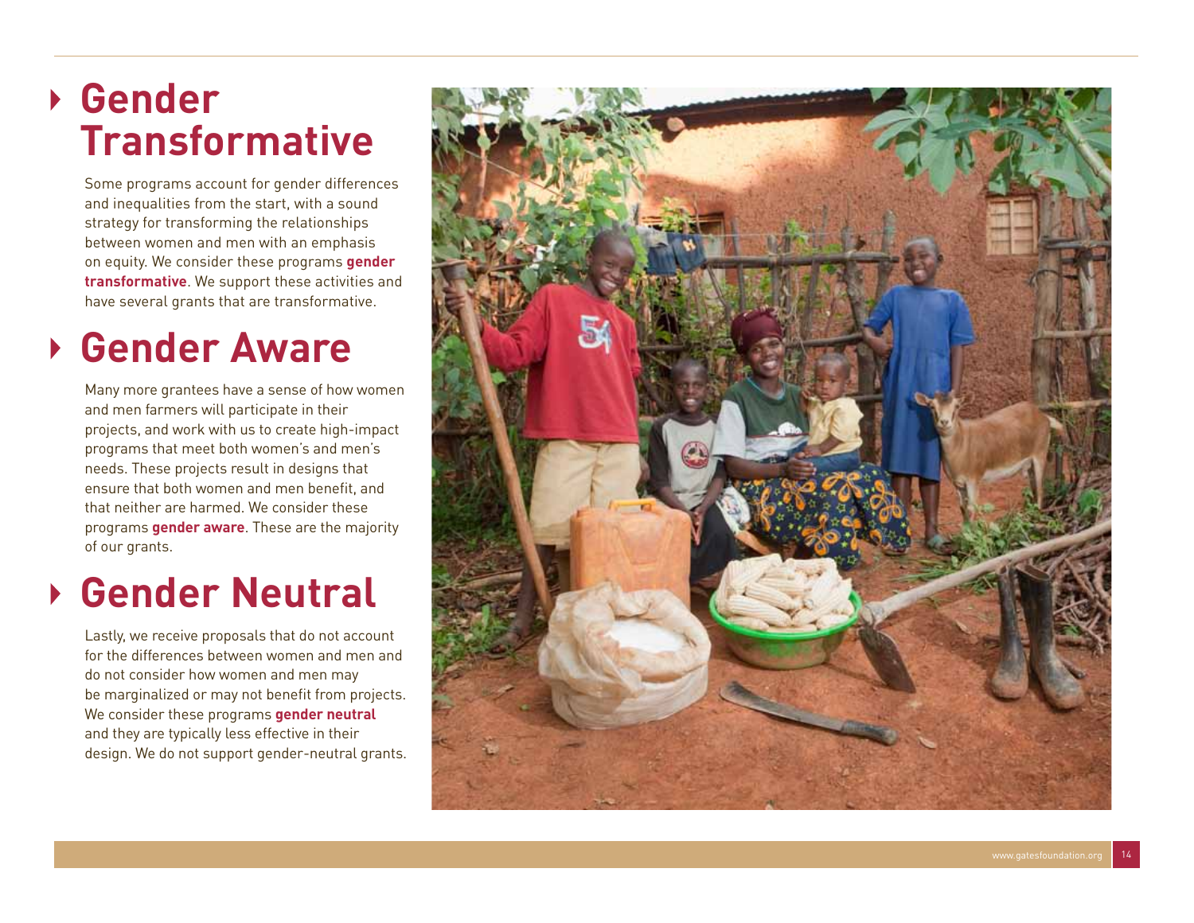## Gender Transformative

Some programs account for gender differences and inequalities from the start, with a sound strategy for transforming the relationships between women and men with an emphasis on equity. We consider these programs **gender transformative**. We support these activities and have several grants that are transformative.

## Gender Aware

Many more grantees have a sense of how women and men farmers will participate in their projects, and work with us to create high-impact programs that meet both women's and men's needs. These projects result in designs that ensure that both women and men benefit, and that neither are harmed. We consider these programs **gender aware**. These are the majority of our grants.

## Gender Neutral

Lastly, we receive proposals that do not account for the differences between women and men and do not consider how women and men may be marginalized or may not benefit from projects. We consider these programs **gender neutral** and they are typically less effective in their design. We do not support gender-neutral grants.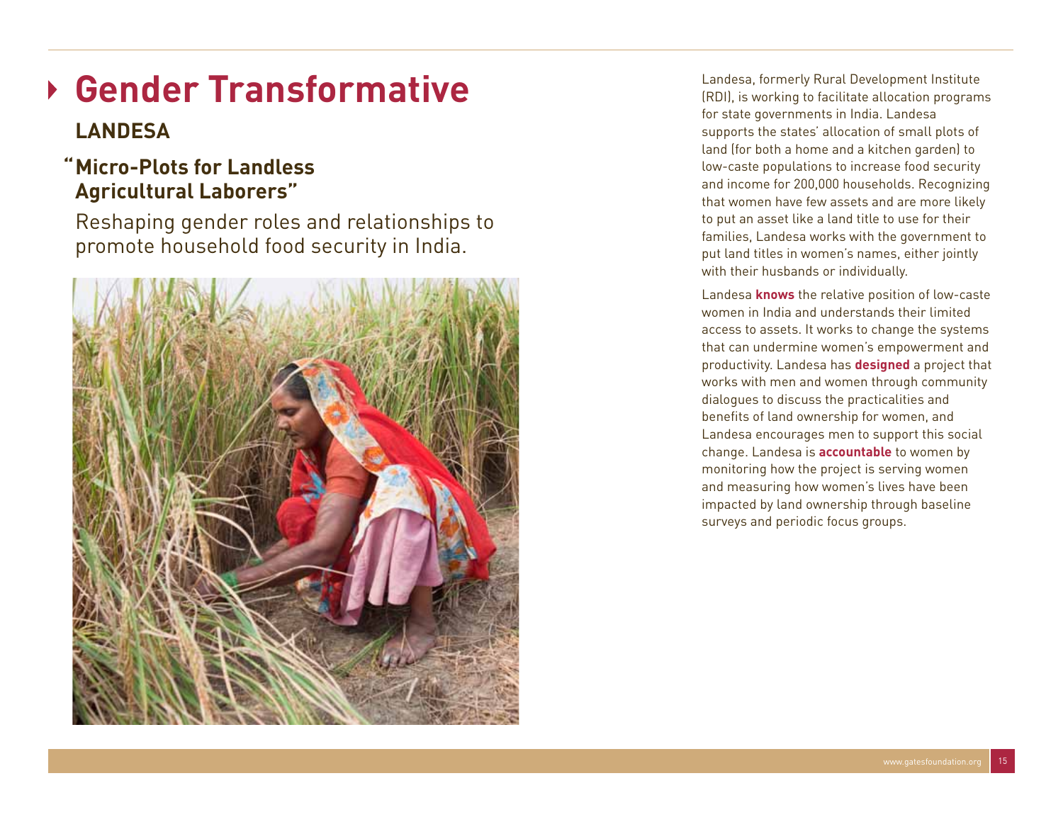# Gender Transformative

## LANDESA

### "Micro-Plots for Landless Agricultural Laborers"

Reshaping gender roles and relationships to promote household food security in India.

Landesa, formerly Rural Development Institute (RDI), is working to facilitate allocation programs for state governments in India. Landesa supports the states' allocation of small plots of land (for both a home and a kitchen garden) to low-caste populations to increase food security and income for 200,000 households. Recognizing that women have few assets and are more likely to put an asset like a land title to use for their families, Landesa works with the government to put land titles in women's names, either jointly with their husbands or individually.

Landesa **knows** the relative position of low-caste women in India and understands their limited access to assets. It works to change the systems that can undermine women's empowerment and productivity. Landesa has **designed** a project that works with men and women through community dialogues to discuss the practicalities and benefits of land ownership for women, and Landesa encourages men to support this social change. Landesa is **accountable** to women by monitoring how the project is serving women and measuring how women's lives have been impacted by land ownership through baseline surveys and periodic focus groups.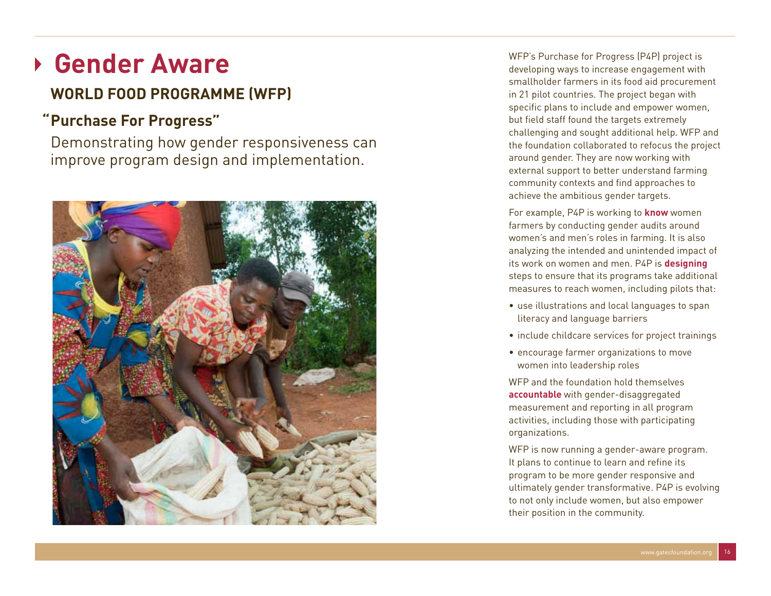# Gender Aware

## WORLD FOOD PROGRAMME (WFP)

### "Purchase For Progress"

Demonstrating how gender responsiveness can improve program design and implementation.

WFP's Purchase for Progress (P4P) project is developing ways to increase engagement with smallholder farmers in its food aid procurement in 21 pilot countries. The project began with specific plans to include and empower women, but field staff found the targets extremely challenging and sought additional help. WFP and the foundation collaborated to refocus the project around gender. They are now working with external support to better understand farming community contexts and find approaches to achieve the ambitious gender targets.

For example, P4P is working to **know** women farmers by conducting gender audits around women's and men's roles in farming. It is also analyzing the intended and unintended impact of its work on women and men. P4P is **designing** steps to ensure that its programs take additional measures to reach women, including pilots that:

- use illustrations and local languages to span literacy and language barriers
- include childcare services for project trainings
- encourage farmer organizations to move women into leadership roles

WFP and the foundation hold themselves **accountable** with gender-disaggregated measurement and reporting in all program activities, including those with participating organizations.

WFP is now running a gender-aware program. It plans to continue to learn and refine its program to be more gender responsive and ultimately gender transformative. P4P is evolving to not only include women, but also empower their position in the community.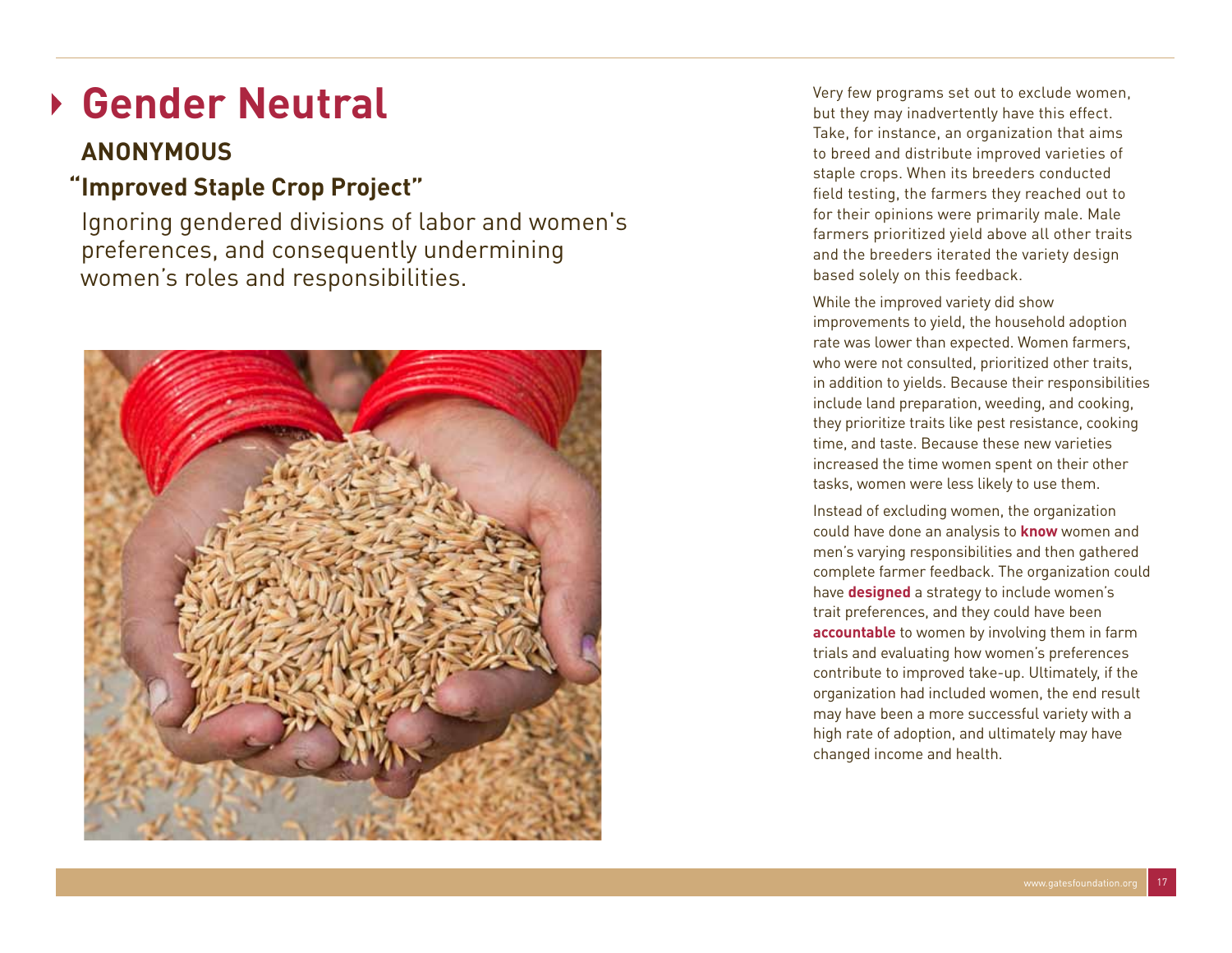# Gender Neutral

## ANONYMOUS

### "Improved Staple Crop Project"

Ignoring gendered divisions of labor and women's preferences, and consequently undermining women's roles and responsibilities.

Very few programs set out to exclude women, but they may inadvertently have this effect. Take, for instance, an organization that aims to breed and distribute improved varieties of staple crops. When its breeders conducted field testing, the farmers they reached out to for their opinions were primarily male. Male farmers prioritized yield above all other traits and the breeders iterated the variety design based solely on this feedback.

While the improved variety did show improvements to yield, the household adoption rate was lower than expected. Women farmers, who were not consulted, prioritized other traits, in addition to yields. Because their responsibilities include land preparation, weeding, and cooking, they prioritize traits like pest resistance, cooking time, and taste. Because these new varieties increased the time women spent on their other tasks, women were less likely to use them.

Instead of excluding women, the organization could have done an analysis to **know** women and men's varying responsibilities and then gathered complete farmer feedback. The organization could have **designed** a strategy to include women's trait preferences, and they could have been **accountable** to women by involving them in farm trials and evaluating how women's preferences contribute to improved take-up. Ultimately, if the organization had included women, the end result may have been a more successful variety with a high rate of adoption, and ultimately may have changed income and health.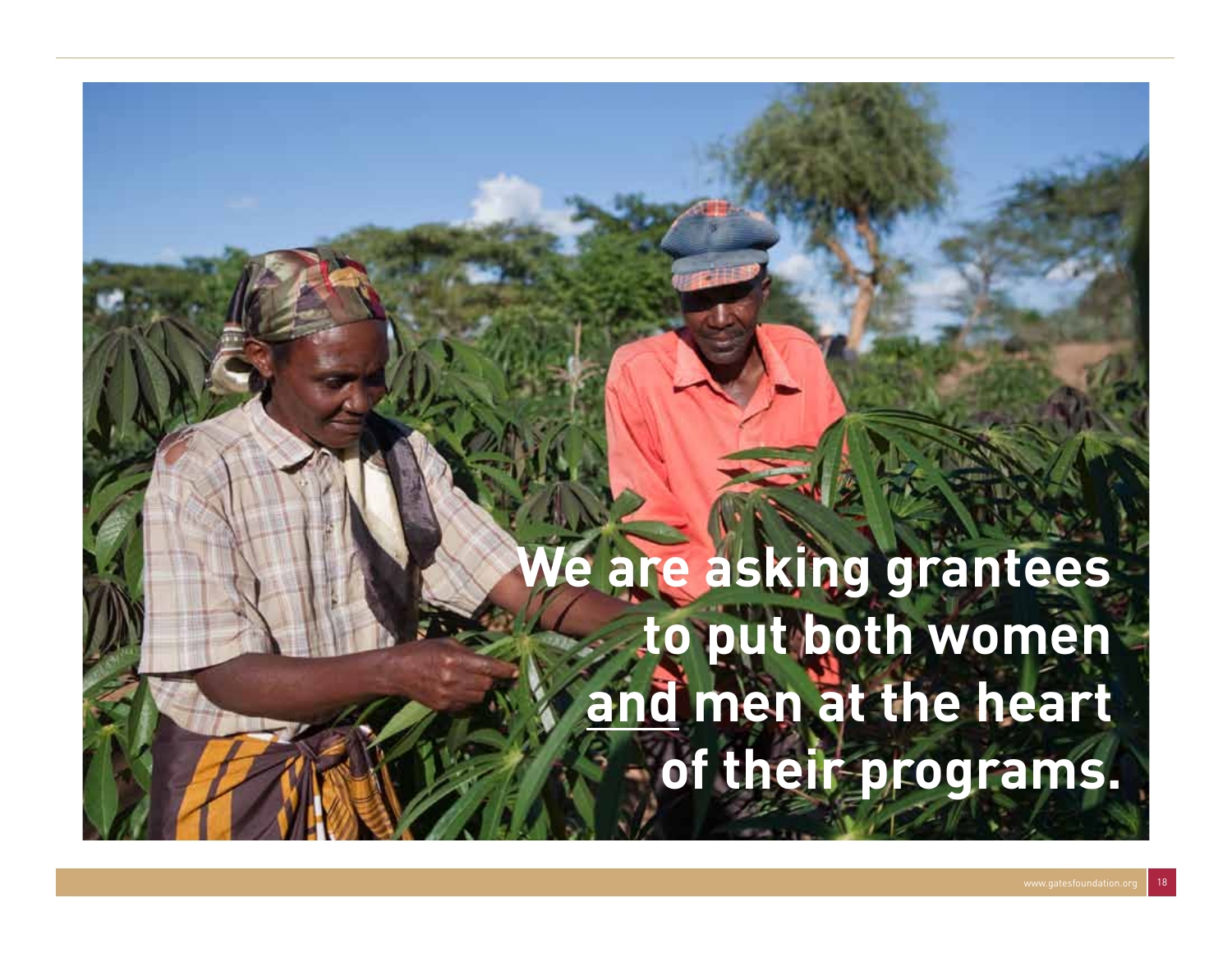**We are asking grantees to put both women and men at the heart of their programs.**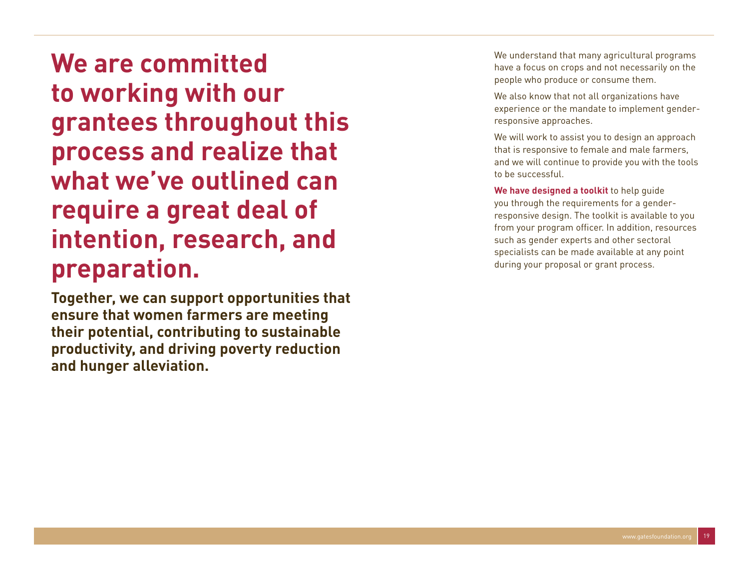# We are committed to working with our grantees throughout this process and realize that what we've outlined can require a great deal of intention, research, and preparation.

**Together, we can support opportunities that ensure that women farmers are meeting their potential, contributing to sustainable productivity, and driving poverty reduction and hunger alleviation.**

We understand that many agricultural programs have a focus on crops and not necessarily on the people who produce or consume them.

We also know that not all organizations have experience or the mandate to implement gender-responsive approaches.

We will work to assist you to design an approach that is responsive to female and male farmers, and we will continue to provide you with the tools to be successful.

**We have designed a toolkit** to help guide you through the requirements for a gender-responsive design. The toolkit is available to you from your program officer. In addition, resources such as gender experts and other sectoral specialists can be made available at any point during your proposal or grant process.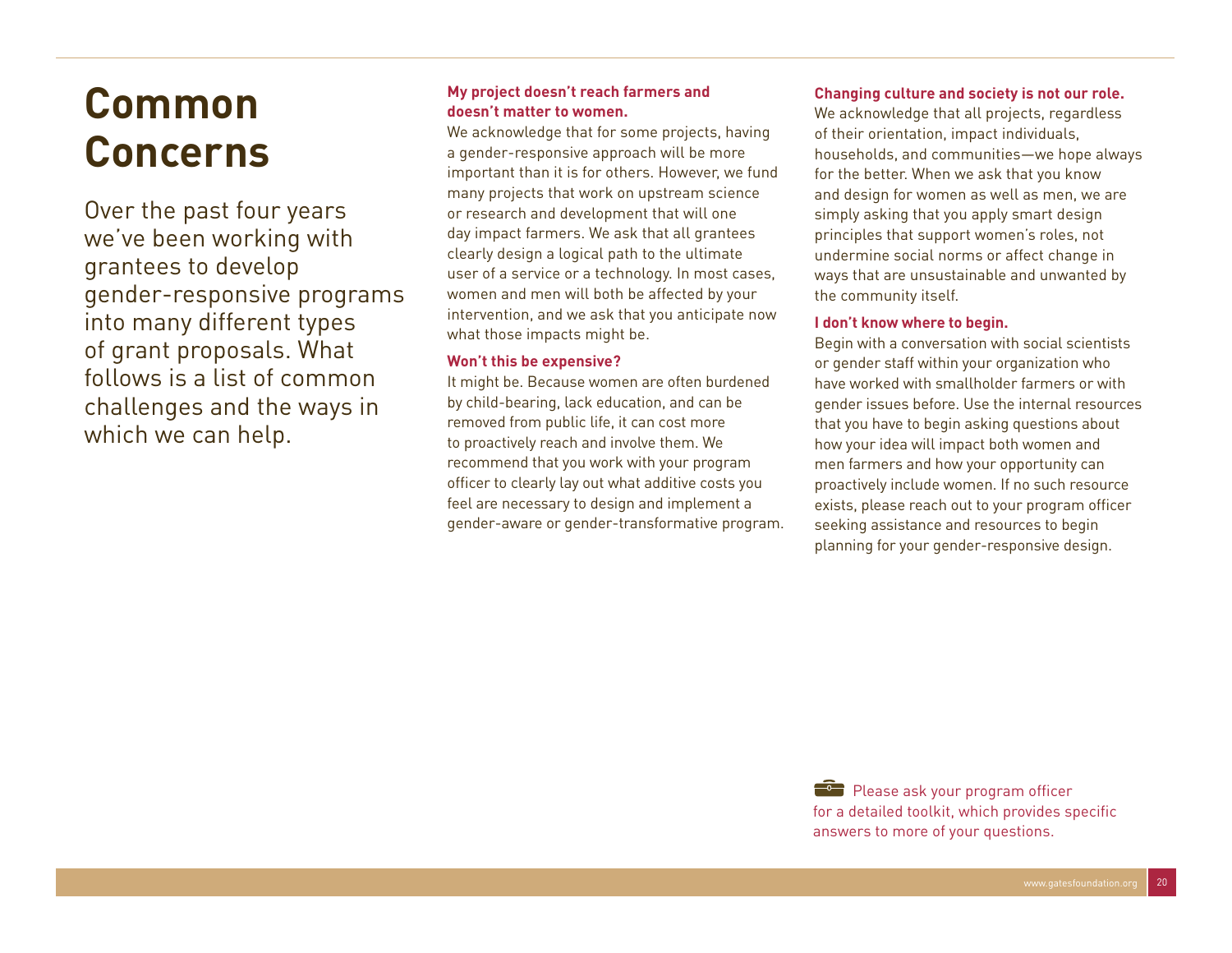# Common Concerns

Over the past four years we've been working with grantees to develop gender-responsive programs into many different types of grant proposals. What follows is a list of common challenges and the ways in which we can help.

**My project doesn't reach farmers and doesn't matter to women.**

We acknowledge that for some projects, having a gender-responsive approach will be more important than it is for others. However, we fund many projects that work on upstream science or research and development that will one day impact farmers. We ask that all grantees clearly design a logical path to the ultimate user of a service or a technology. In most cases, women and men will both be affected by your intervention, and we ask that you anticipate now what those impacts might be.

**Won't this be expensive?**

It might be. Because women are often burdened by child-bearing, lack education, and can be removed from public life, it can cost more to proactively reach and involve them. We recommend that you work with your program officer to clearly lay out what additive costs you feel are necessary to design and implement a gender-aware or gender-transformative program.

**Changing culture and society is not our role.**

We acknowledge that all projects, regardless of their orientation, impact individuals, households, and communities—we hope always for the better. When we ask that you know and design for women as well as men, we are simply asking that you apply smart design principles that support women's roles, not undermine social norms or affect change in ways that are unsustainable and unwanted by the community itself.

**I don't know where to begin.**

Begin with a conversation with social scientists or gender staff within your organization who have worked with smallholder farmers or with gender issues before. Use the internal resources that you have to begin asking questions about how your idea will impact both women and men farmers and how your opportunity can proactively include women. If no such resource exists, please reach out to your program officer seeking assistance and resources to begin planning for your gender-responsive design.

Please ask your program officer for a detailed toolkit, which provides specific answers to more of your questions.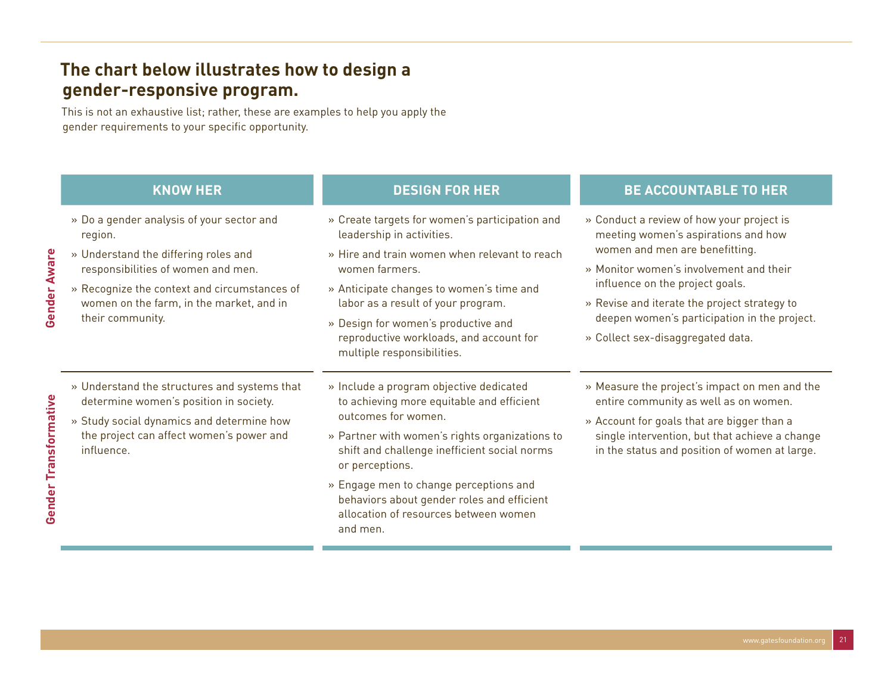## The chart below illustrates how to design a gender-responsive program.

This is not an exhaustive list; rather, these are examples to help you apply the gender requirements to your specific opportunity.

| | KNOW HER | DESIGN FOR HER | BE ACCOUNTABLE TO HER |
|---|---|---|---|
| **Gender Aware** | » Do a gender analysis of your sector and region.<br>» Understand the differing roles and responsibilities of women and men.<br>» Recognize the context and circumstances of women on the farm, in the market, and in their community. | » Create targets for women's participation and leadership in activities.<br>» Hire and train women when relevant to reach women farmers.<br>» Anticipate changes to women's time and labor as a result of your program.<br>» Design for women's productive and reproductive workloads, and account for multiple responsibilities. | » Conduct a review of how your project is meeting women's aspirations and how women and men are benefitting.<br>» Monitor women's involvement and their influence on the project goals.<br>» Revise and iterate the project strategy to deepen women's participation in the project.<br>» Collect sex-disaggregated data. |
| **Gender Transformative** | » Understand the structures and systems that determine women's position in society.<br>» Study social dynamics and determine how the project can affect women's power and influence. | » Include a program objective dedicated to achieving more equitable and efficient outcomes for women.<br>» Partner with women's rights organizations to shift and challenge inefficient social norms or perceptions.<br>» Engage men to change perceptions and behaviors about gender roles and efficient allocation of resources between women and men. | » Measure the project's impact on men and the entire community as well as on women.<br>» Account for goals that are bigger than a single intervention, but that achieve a change in the status and position of women at large. |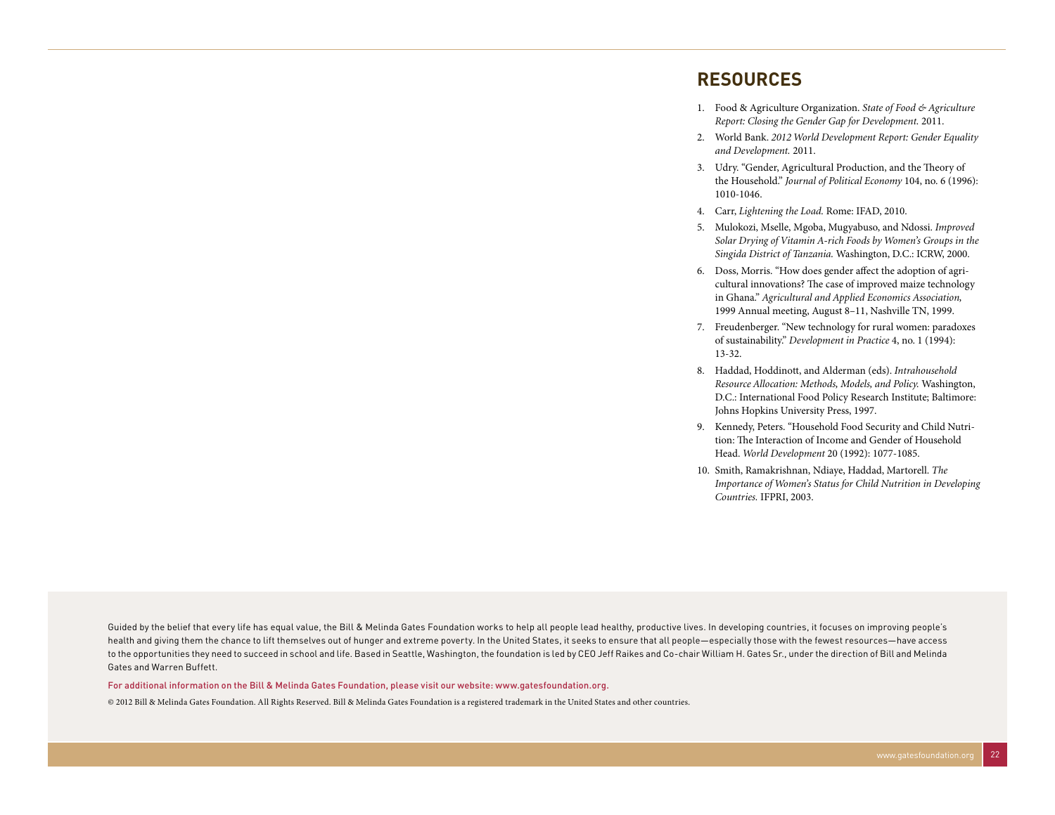## RESOURCES

1. Food & Agriculture Organization. *State of Food & Agriculture Report: Closing the Gender Gap for Development.* 2011.
2. World Bank. *2012 World Development Report: Gender Equality and Development.* 2011.
3. Udry. "Gender, Agricultural Production, and the Theory of the Household." *Journal of Political Economy* 104, no. 6 (1996): 1010-1046.
4. Carr, *Lightening the Load.* Rome: IFAD, 2010.
5. Mulokozi, Mselle, Mgoba, Mugyabuso, and Ndossi. *Improved Solar Drying of Vitamin A-rich Foods by Women's Groups in the Singida District of Tanzania.* Washington, D.C.: ICRW, 2000.
6. Doss, Morris. "How does gender affect the adoption of agricultural innovations? The case of improved maize technology in Ghana." *Agricultural and Applied Economics Association,* 1999 Annual meeting, August 8–11, Nashville TN, 1999.
7. Freudenberger. "New technology for rural women: paradoxes of sustainability." *Development in Practice* 4, no. 1 (1994): 13-32.
8. Haddad, Hoddinott, and Alderman (eds). *Intrahousehold Resource Allocation: Methods, Models, and Policy.* Washington, D.C.: International Food Policy Research Institute; Baltimore: Johns Hopkins University Press, 1997.
9. Kennedy, Peters. "Household Food Security and Child Nutrition: The Interaction of Income and Gender of Household Head. *World Development* 20 (1992): 1077-1085.
10. Smith, Ramakrishnan, Ndiaye, Haddad, Martorell. *The Importance of Women's Status for Child Nutrition in Developing Countries.* IFPRI, 2003.

Guided by the belief that every life has equal value, the Bill & Melinda Gates Foundation works to help all people lead healthy, productive lives. In developing countries, it focuses on improving people's health and giving them the chance to lift themselves out of hunger and extreme poverty. In the United States, it seeks to ensure that all people—especially those with the fewest resources—have access to the opportunities they need to succeed in school and life. Based in Seattle, Washington, the foundation is led by CEO Jeff Raikes and Co-chair William H. Gates Sr., under the direction of Bill and Melinda Gates and Warren Buffett.

For additional information on the Bill & Melinda Gates Foundation, please visit our website: www.gatesfoundation.org.

© 2012 Bill & Melinda Gates Foundation. All Rights Reserved. Bill & Melinda Gates Foundation is a registered trademark in the United States and other countries.